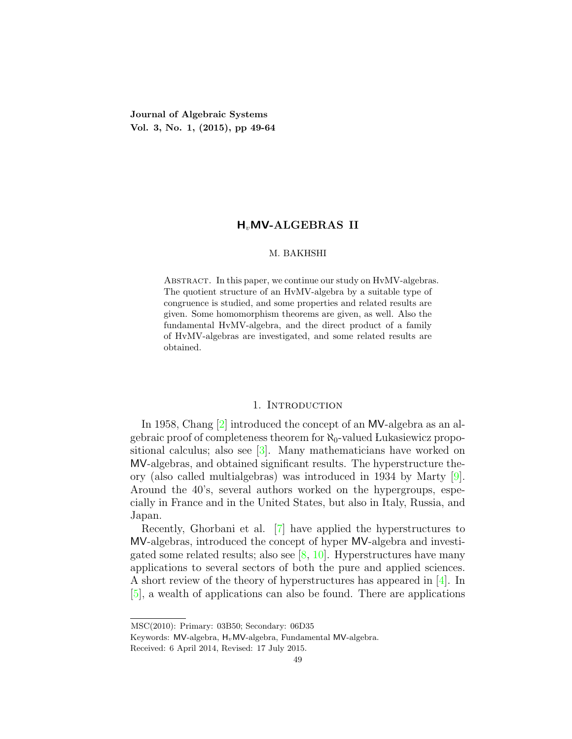**Journal of Algebraic Systems**
**Vol. 3, No. 1, (2015), pp 49-64**

# $\mathsf{H}_v\mathsf{MV}$-ALGEBRAS II

M. BAKHSHI

ABSTRACT. In this paper, we continue our study on HvMV-algebras. The quotient structure of an HvMV-algebra by a suitable type of congruence is studied, and some properties and related results are given. Some homomorphism theorems are given, as well. Also the fundamental HvMV-algebra, and the direct product of a family of HvMV-algebras are investigated, and some related results are obtained.

## 1. Introduction

In 1958, Chang [2] introduced the concept of an MV-algebra as an algebraic proof of completeness theorem for $\aleph_0$-valued Łukasiewicz propositional calculus; also see [3]. Many mathematicians have worked on MV-algebras, and obtained significant results. The hyperstructure theory (also called multialgebras) was introduced in 1934 by Marty [9]. Around the 40's, several authors worked on the hypergroups, especially in France and in the United States, but also in Italy, Russia, and Japan.

Recently, Ghorbani et al. [7] have applied the hyperstructures to MV-algebras, introduced the concept of hyper MV-algebra and investigated some related results; also see [8, 10]. Hyperstructures have many applications to several sectors of both the pure and applied sciences. A short review of the theory of hyperstructures has appeared in [4]. In [5], a wealth of applications can also be found. There are applications

MSC(2010): Primary: 03B50; Secondary: 06D35

Keywords: MV-algebra, $\mathsf{H}_v\mathsf{MV}$-algebra, Fundamental MV-algebra.

Received: 6 April 2014, Revised: 17 July 2015.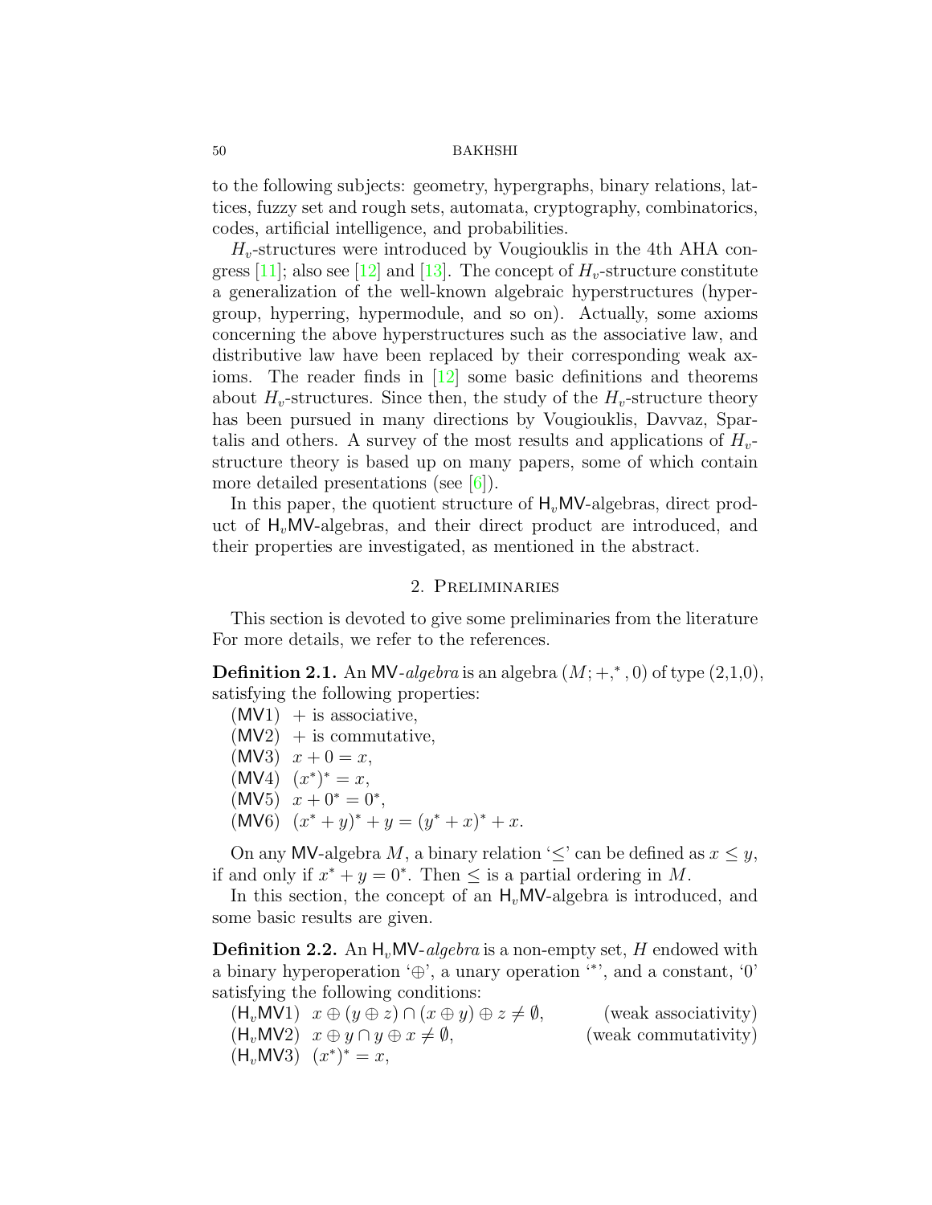to the following subjects: geometry, hypergraphs, binary relations, lattices, fuzzy set and rough sets, automata, cryptography, combinatorics, codes, artificial intelligence, and probabilities.

$H_v$-structures were introduced by Vougiouklis in the 4th AHA congress [11]; also see [12] and [13]. The concept of $H_v$-structure constitute a generalization of the well-known algebraic hyperstructures (hypergroup, hyperring, hypermodule, and so on). Actually, some axioms concerning the above hyperstructures such as the associative law, and distributive law have been replaced by their corresponding weak axioms. The reader finds in [12] some basic definitions and theorems about $H_v$-structures. Since then, the study of the $H_v$-structure theory has been pursued in many directions by Vougiouklis, Davvaz, Spartalis and others. A survey of the most results and applications of $H_v$-structure theory is based up on many papers, some of which contain more detailed presentations (see [6]).

In this paper, the quotient structure of $\mathsf{H}_v\mathsf{MV}$-algebras, direct product of $\mathsf{H}_v\mathsf{MV}$-algebras, and their direct product are introduced, and their properties are investigated, as mentioned in the abstract.

## 2. Preliminaries

This section is devoted to give some preliminaries from the literature For more details, we refer to the references.

**Definition 2.1.** An $\mathsf{MV}$-*algebra* is an algebra $(M; +, ^*, 0)$ of type (2,1,0), satisfying the following properties:

($\mathsf{MV}1$) $+$ is associative,
($\mathsf{MV}2$) $+$ is commutative,
($\mathsf{MV}3$) $x + 0 = x$,
($\mathsf{MV}4$) $(x^*)^* = x$,
($\mathsf{MV}5$) $x + 0^* = 0^*$,
($\mathsf{MV}6$) $(x^* + y)^* + y = (y^* + x)^* + x$.

On any $\mathsf{MV}$-algebra $M$, a binary relation '$\leq$' can be defined as $x \leq y$, if and only if $x^* + y = 0^*$. Then $\leq$ is a partial ordering in $M$.

In this section, the concept of an $\mathsf{H}_v\mathsf{MV}$-algebra is introduced, and some basic results are given.

**Definition 2.2.** An $\mathsf{H}_v\mathsf{MV}$-*algebra* is a non-empty set, $H$ endowed with a binary hyperoperation '$\oplus$', a unary operation '$^*$', and a constant, '0' satisfying the following conditions:

($\mathsf{H}_v\mathsf{MV}1$) $x \oplus (y \oplus z) \cap (x \oplus y) \oplus z \neq \emptyset$, (weak associativity)
($\mathsf{H}_v\mathsf{MV}2$) $x \oplus y \cap y \oplus x \neq \emptyset$, (weak commutativity)
($\mathsf{H}_v\mathsf{MV}3$) $(x^*)^* = x$,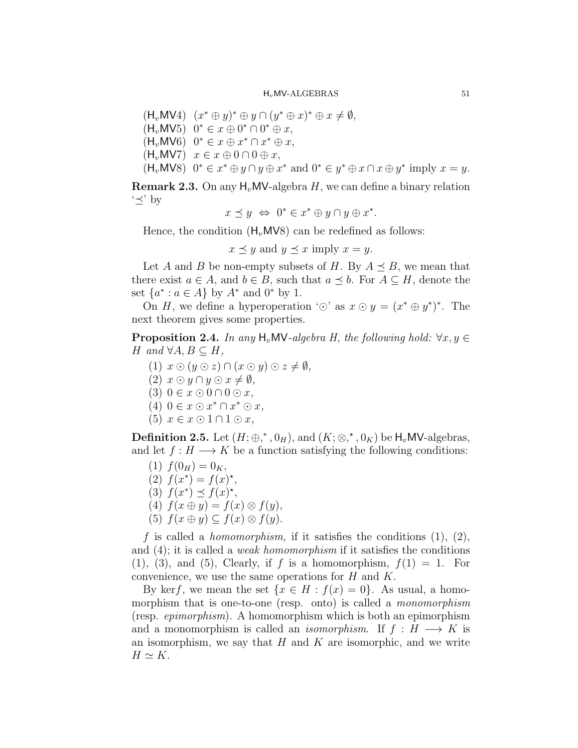($\mathsf{H}_v\mathsf{MV}4$) $(x^* \oplus y)^* \oplus y \cap (y^* \oplus x)^* \oplus x \neq \emptyset$,

($\mathsf{H}_v\mathsf{MV}5$) $0^* \in x \oplus 0^* \cap 0^* \oplus x$,

($\mathsf{H}_v\mathsf{MV}6$) $0^* \in x \oplus x^* \cap x^* \oplus x$,

($\mathsf{H}_v\mathsf{MV}7$) $x \in x \oplus 0 \cap 0 \oplus x$,

($\mathsf{H}_v\mathsf{MV}8$) $0^* \in x^* \oplus y \cap y \oplus x^*$ and $0^* \in y^* \oplus x \cap x \oplus y^*$ imply $x = y$.

**Remark 2.3.** On any $\mathsf{H}_v\mathsf{MV}$-algebra $H$, we can define a binary relation '$\preceq$' by

$$x \preceq y \ \Leftrightarrow\ 0^* \in x^* \oplus y \cap y \oplus x^*.$$

Hence, the condition ($\mathsf{H}_v\mathsf{MV}8$) can be redefined as follows:

$$x \preceq y \text{ and } y \preceq x \text{ imply } x = y.$$

Let $A$ and $B$ be non-empty subsets of $H$. By $A \preceq B$, we mean that there exist $a \in A$, and $b \in B$, such that $a \preceq b$. For $A \subseteq H$, denote the set $\{a^* : a \in A\}$ by $A^*$ and $0^*$ by 1.

On $H$, we define a hyperoperation '$\odot$' as $x \odot y = (x^* \oplus y^*)^*$. The next theorem gives some properties.

**Proposition 2.4.** *In any* $\mathsf{H}_v\mathsf{MV}$*-algebra* $H$*, the following hold:* $\forall x, y \in H$ *and* $\forall A, B \subseteq H$*,*

1. $x \odot (y \odot z) \cap (x \odot y) \odot z \neq \emptyset$,
2. $x \odot y \cap y \odot x \neq \emptyset$,
3. $0 \in x \odot 0 \cap 0 \odot x$,
4. $0 \in x \odot x^* \cap x^* \odot x$,
5. $x \in x \odot 1 \cap 1 \odot x$,

**Definition 2.5.** Let $(H; \oplus, ^*, 0_H)$, and $(K; \otimes, ^\star, 0_K)$ be $\mathsf{H}_v\mathsf{MV}$-algebras, and let $f : H \longrightarrow K$ be a function satisfying the following conditions:

1. $f(0_H) = 0_K$,
2. $f(x^*) = f(x)^\star$,
3. $f(x^*) \preceq f(x)^\star$,
4. $f(x \oplus y) = f(x) \otimes f(y)$,
5. $f(x \oplus y) \subseteq f(x) \otimes f(y)$.

$f$ is called a *homomorphism,* if it satisfies the conditions (1), (2), and (4); it is called a *weak homomorphism* if it satisfies the conditions (1), (3), and (5), Clearly, if $f$ is a homomorphism, $f(1) = 1$. For convenience, we use the same operations for $H$ and $K$.

By ker$f$, we mean the set $\{x \in H : f(x) = 0\}$. As usual, a homomorphism that is one-to-one (resp. onto) is called a *monomorphism* (resp. *epimorphism*). A homomorphism which is both an epimorphism and a monomorphism is called an *isomorphism*. If $f : H \longrightarrow K$ is an isomorphism, we say that $H$ and $K$ are isomorphic, and we write $H \simeq K$.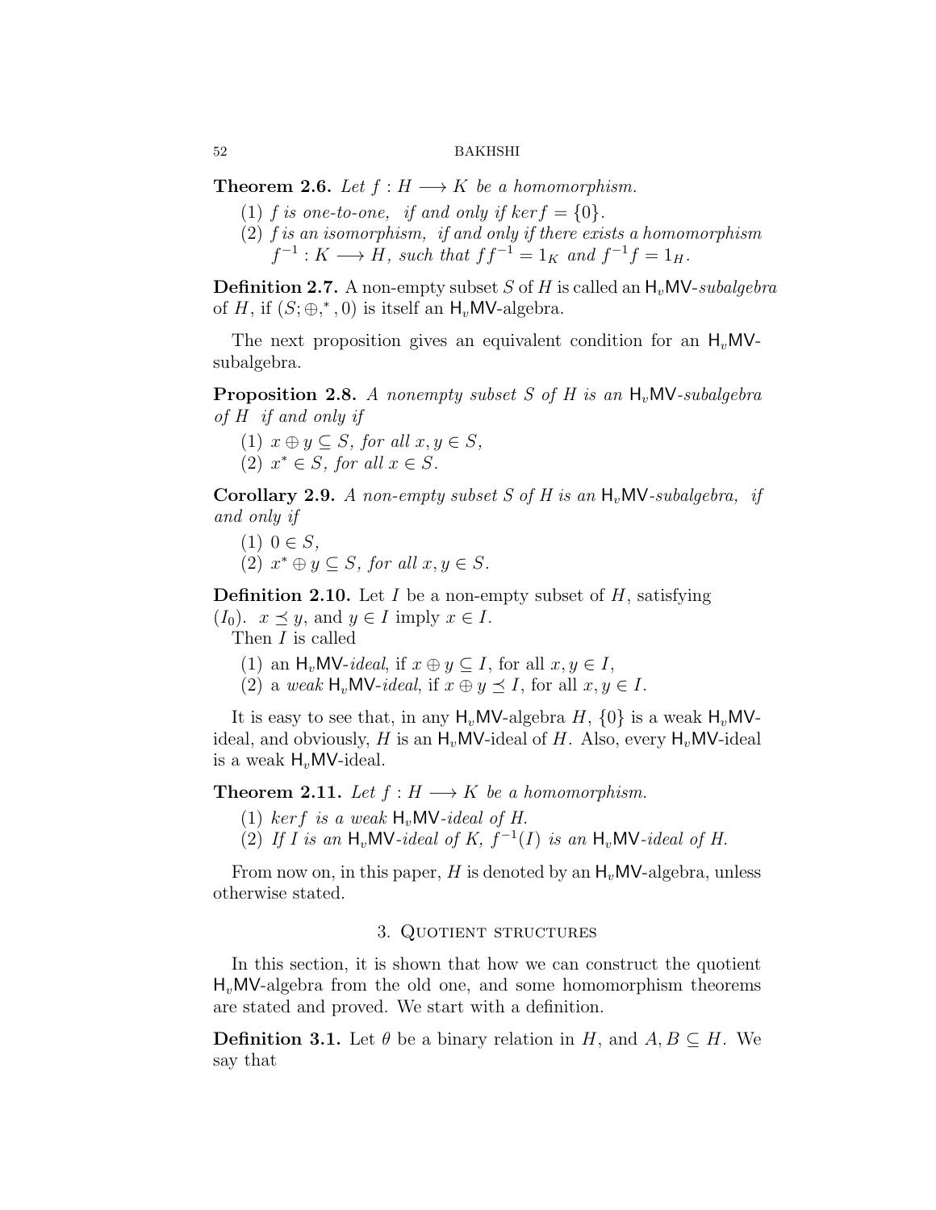**Theorem 2.6.** *Let $f : H \longrightarrow K$ be a homomorphism.*

(1) *$f$ is one-to-one, if and only if $kerf = \{0\}$.*
(2) *$f$ is an isomorphism, if and only if there exists a homomorphism $f^{-1} : K \longrightarrow H$, such that $ff^{-1} = 1_K$ and $f^{-1}f = 1_H$.*

**Definition 2.7.** A non-empty subset $S$ of $H$ is called an $\mathsf{H}_v\mathsf{MV}$-*subalgebra* of $H$, if $(S; \oplus, ^*, 0)$ is itself an $\mathsf{H}_v\mathsf{MV}$-algebra.

The next proposition gives an equivalent condition for an $\mathsf{H}_v\mathsf{MV}$-subalgebra.

**Proposition 2.8.** *A nonempty subset $S$ of $H$ is an $\mathsf{H}_v\mathsf{MV}$-subalgebra of $H$ if and only if*

(1) *$x \oplus y \subseteq S$, for all $x, y \in S$,*
(2) *$x^* \in S$, for all $x \in S$.*

**Corollary 2.9.** *A non-empty subset $S$ of $H$ is an $\mathsf{H}_v\mathsf{MV}$-subalgebra, if and only if*

(1) *$0 \in S$,*
(2) *$x^* \oplus y \subseteq S$, for all $x, y \in S$.*

**Definition 2.10.** Let $I$ be a non-empty subset of $H$, satisfying
$(I_0)$. $x \preceq y$, and $y \in I$ imply $x \in I$.
Then $I$ is called

(1) an $\mathsf{H}_v\mathsf{MV}$-*ideal*, if $x \oplus y \subseteq I$, for all $x, y \in I$,
(2) a *weak* $\mathsf{H}_v\mathsf{MV}$-*ideal*, if $x \oplus y \preceq I$, for all $x, y \in I$.

It is easy to see that, in any $\mathsf{H}_v\mathsf{MV}$-algebra $H$, $\{0\}$ is a weak $\mathsf{H}_v\mathsf{MV}$-ideal, and obviously, $H$ is an $\mathsf{H}_v\mathsf{MV}$-ideal of $H$. Also, every $\mathsf{H}_v\mathsf{MV}$-ideal is a weak $\mathsf{H}_v\mathsf{MV}$-ideal.

**Theorem 2.11.** *Let $f : H \longrightarrow K$ be a homomorphism.*

(1) *$kerf$ is a weak $\mathsf{H}_v\mathsf{MV}$-ideal of $H$.*
(2) *If $I$ is an $\mathsf{H}_v\mathsf{MV}$-ideal of $K$, $f^{-1}(I)$ is an $\mathsf{H}_v\mathsf{MV}$-ideal of $H$.*

From now on, in this paper, $H$ is denoted by an $\mathsf{H}_v\mathsf{MV}$-algebra, unless otherwise stated.

## 3. Quotient structures

In this section, it is shown that how we can construct the quotient $\mathsf{H}_v\mathsf{MV}$-algebra from the old one, and some homomorphism theorems are stated and proved. We start with a definition.

**Definition 3.1.** Let $\theta$ be a binary relation in $H$, and $A, B \subseteq H$. We say that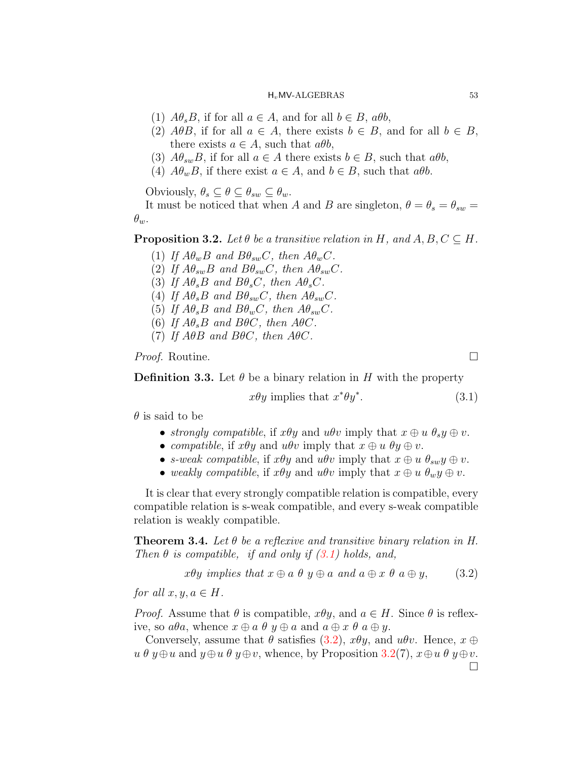1. $A\theta_s B$, if for all $a \in A$, and for all $b \in B$, $a\theta b$,
2. $A\theta B$, if for all $a \in A$, there exists $b \in B$, and for all $b \in B$, there exists $a \in A$, such that $a\theta b$,
3. $A\theta_{sw} B$, if for all $a \in A$ there exists $b \in B$, such that $a\theta b$,
4. $A\theta_w B$, if there exist $a \in A$, and $b \in B$, such that $a\theta b$.

Obviously, $\theta_s \subseteq \theta \subseteq \theta_{sw} \subseteq \theta_w$.

It must be noticed that when $A$ and $B$ are singleton, $\theta = \theta_s = \theta_{sw} = \theta_w$.

**Proposition 3.2.** *Let $\theta$ be a transitive relation in $H$, and $A, B, C \subseteq H$.*

1. *If $A\theta_w B$ and $B\theta_{sw} C$, then $A\theta_w C$.*
2. *If $A\theta_{sw} B$ and $B\theta_{sw} C$, then $A\theta_{sw} C$.*
3. *If $A\theta_s B$ and $B\theta_s C$, then $A\theta_s C$.*
4. *If $A\theta_s B$ and $B\theta_{sw} C$, then $A\theta_{sw} C$.*
5. *If $A\theta_s B$ and $B\theta_w C$, then $A\theta_{sw} C$.*
6. *If $A\theta_s B$ and $B\theta C$, then $A\theta C$.*
7. *If $A\theta B$ and $B\theta C$, then $A\theta C$.*

*Proof.* Routine. □

**Definition 3.3.** Let $\theta$ be a binary relation in $H$ with the property

$$x\theta y \text{ implies that } x^*\theta y^*. \tag{3.1}$$

$\theta$ is said to be

- *strongly compatible*, if $x\theta y$ and $u\theta v$ imply that $x \oplus u\ \theta_s y \oplus v$.
- *compatible*, if $x\theta y$ and $u\theta v$ imply that $x \oplus u\ \theta y \oplus v$.
- *s-weak compatible*, if $x\theta y$ and $u\theta v$ imply that $x \oplus u\ \theta_{sw} y \oplus v$.
- *weakly compatible*, if $x\theta y$ and $u\theta v$ imply that $x \oplus u\ \theta_w y \oplus v$.

It is clear that every strongly compatible relation is compatible, every compatible relation is s-weak compatible, and every s-weak compatible relation is weakly compatible.

**Theorem 3.4.** *Let $\theta$ be a reflexive and transitive binary relation in $H$. Then $\theta$ is compatible, if and only if (3.1) holds, and,*

$$x\theta y \text{ implies that } x \oplus a\ \theta\ y \oplus a \text{ and } a \oplus x\ \theta\ a \oplus y, \tag{3.2}$$

*for all $x, y, a \in H$.*

*Proof.* Assume that $\theta$ is compatible, $x\theta y$, and $a \in H$. Since $\theta$ is reflexive, so $a\theta a$, whence $x \oplus a\ \theta\ y \oplus a$ and $a \oplus x\ \theta\ a \oplus y$.

Conversely, assume that $\theta$ satisfies (3.2), $x\theta y$, and $u\theta v$. Hence, $x \oplus u\ \theta\ y \oplus u$ and $y \oplus u\ \theta\ y \oplus v$, whence, by Proposition 3.2(7), $x \oplus u\ \theta\ y \oplus v$. □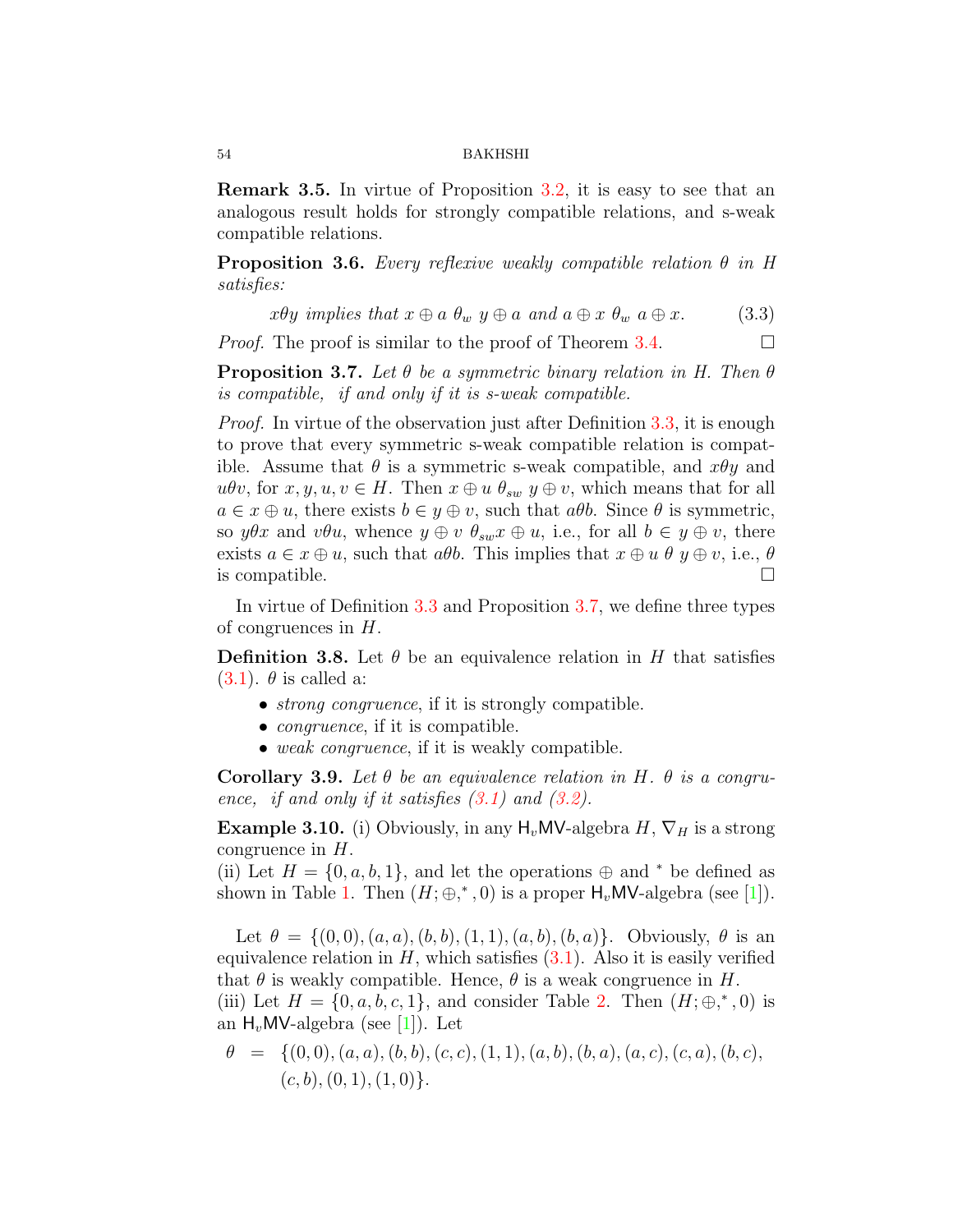**Remark 3.5.** In virtue of Proposition 3.2, it is easy to see that an analogous result holds for strongly compatible relations, and s-weak compatible relations.

**Proposition 3.6.** *Every reflexive weakly compatible relation $\theta$ in $H$ satisfies:*

$$x\theta y \text{ implies that } x \oplus a \ \theta_w \ y \oplus a \text{ and } a \oplus x \ \theta_w \ a \oplus x. \tag{3.3}$$

*Proof.* The proof is similar to the proof of Theorem 3.4. □

**Proposition 3.7.** *Let $\theta$ be a symmetric binary relation in $H$. Then $\theta$ is compatible, if and only if it is s-weak compatible.*

*Proof.* In virtue of the observation just after Definition 3.3, it is enough to prove that every symmetric s-weak compatible relation is compatible. Assume that $\theta$ is a symmetric s-weak compatible, and $x\theta y$ and $u\theta v$, for $x, y, u, v \in H$. Then $x \oplus u \ \theta_{sw} \ y \oplus v$, which means that for all $a \in x \oplus u$, there exists $b \in y \oplus v$, such that $a\theta b$. Since $\theta$ is symmetric, so $y\theta x$ and $v\theta u$, whence $y \oplus v \ \theta_{sw} x \oplus u$, i.e., for all $b \in y \oplus v$, there exists $a \in x \oplus u$, such that $a\theta b$. This implies that $x \oplus u \ \theta \ y \oplus v$, i.e., $\theta$ is compatible. □

In virtue of Definition 3.3 and Proposition 3.7, we define three types of congruences in $H$.

**Definition 3.8.** Let $\theta$ be an equivalence relation in $H$ that satisfies (3.1). $\theta$ is called a:

- *strong congruence*, if it is strongly compatible.
- *congruence*, if it is compatible.
- *weak congruence*, if it is weakly compatible.

**Corollary 3.9.** *Let $\theta$ be an equivalence relation in $H$. $\theta$ is a congruence, if and only if it satisfies (3.1) and (3.2).*

**Example 3.10.** (i) Obviously, in any $\mathsf{H}_v\mathsf{MV}$-algebra $H$, $\nabla_H$ is a strong congruence in $H$.
(ii) Let $H = \{0, a, b, 1\}$, and let the operations $\oplus$ and $^*$ be defined as shown in Table 1. Then $(H; \oplus, ^*, 0)$ is a proper $\mathsf{H}_v\mathsf{MV}$-algebra (see [1]).

Let $\theta = \{(0,0), (a,a), (b,b), (1,1), (a,b), (b,a)\}$. Obviously, $\theta$ is an equivalence relation in $H$, which satisfies (3.1). Also it is easily verified that $\theta$ is weakly compatible. Hence, $\theta$ is a weak congruence in $H$.
(iii) Let $H = \{0, a, b, c, 1\}$, and consider Table 2. Then $(H; \oplus, ^*, 0)$ is an $\mathsf{H}_v\mathsf{MV}$-algebra (see [1]). Let

$$\begin{aligned}\theta \ = \ & \{(0,0), (a,a), (b,b), (c,c), (1,1), (a,b), (b,a), (a,c), (c,a), (b,c), \\ & (c,b), (0,1), (1,0)\}.\end{aligned}$$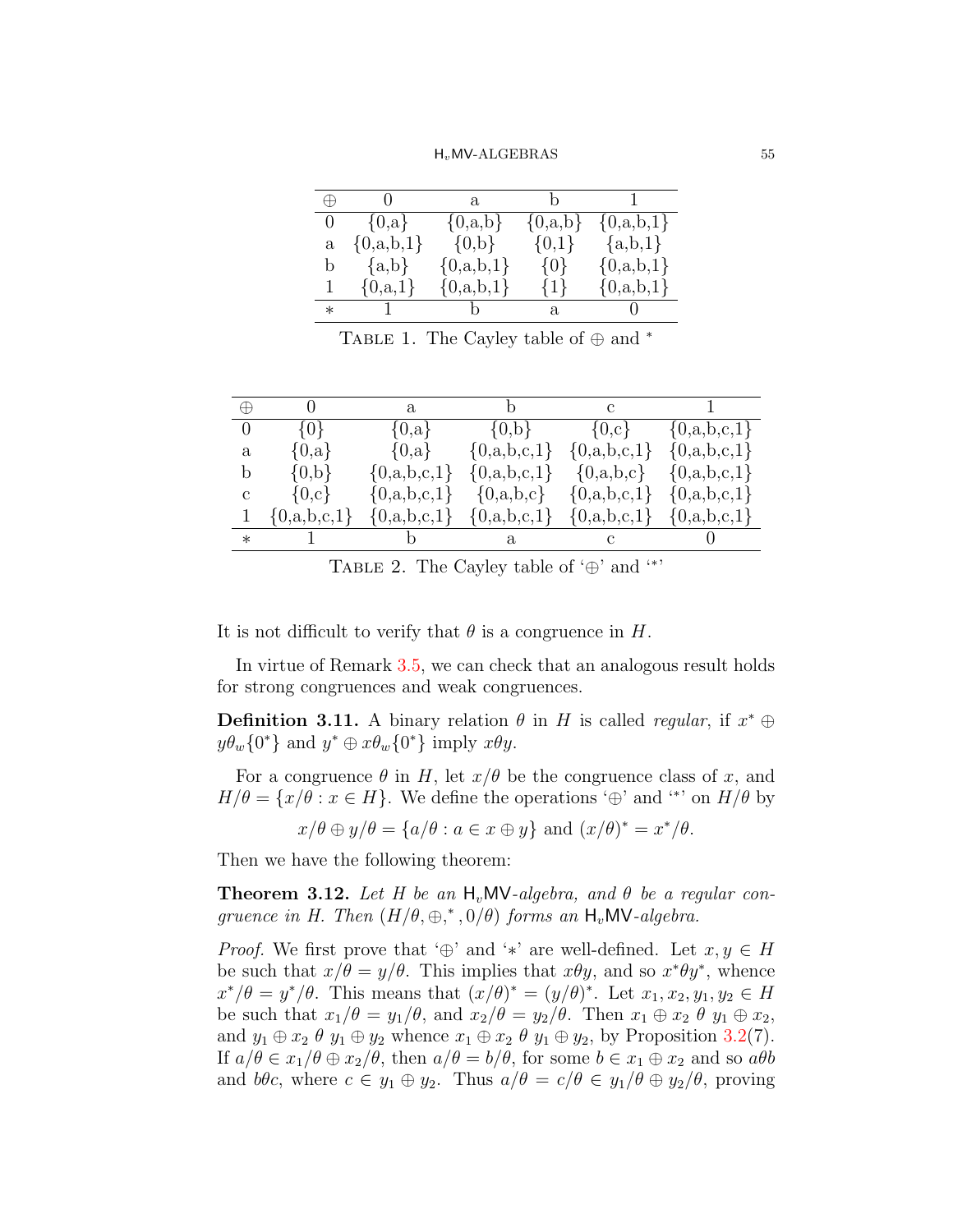| $\oplus$ | 0 | a | b | 1 |
|---|---|---|---|---|
| 0 | {0,a} | {0,a,b} | {0,a,b} | {0,a,b,1} |
| a | {0,a,b,1} | {0,b} | {0,1} | {a,b,1} |
| b | {a,b} | {0,a,b,1} | {0} | {0,a,b,1} |
| 1 | {0,a,1} | {0,a,b,1} | {1} | {0,a,b,1} |
| $*$ | 1 | b | a | 0 |

Table 1. The Cayley table of $\oplus$ and $^*$

| $\oplus$ | 0 | a | b | c | 1 |
|---|---|---|---|---|---|
| 0 | {0} | {0,a} | {0,b} | {0,c} | {0,a,b,c,1} |
| a | {0,a} | {0,a} | {0,a,b,c,1} | {0,a,b,c,1} | {0,a,b,c,1} |
| b | {0,b} | {0,a,b,c,1} | {0,a,b,c,1} | {0,a,b,c} | {0,a,b,c,1} |
| c | {0,c} | {0,a,b,c,1} | {0,a,b,c} | {0,a,b,c,1} | {0,a,b,c,1} |
| 1 | {0,a,b,c,1} | {0,a,b,c,1} | {0,a,b,c,1} | {0,a,b,c,1} | {0,a,b,c,1} |
| $*$ | 1 | b | a | c | 0 |

Table 2. The Cayley table of '$\oplus$' and '$^*$'

It is not difficult to verify that $\theta$ is a congruence in $H$.

In virtue of Remark 3.5, we can check that an analogous result holds for strong congruences and weak congruences.

**Definition 3.11.** A binary relation $\theta$ in $H$ is called *regular*, if $x^* \oplus y \theta_w \{0^*\}$ and $y^* \oplus x \theta_w \{0^*\}$ imply $x \theta y$.

For a congruence $\theta$ in $H$, let $x/\theta$ be the congruence class of $x$, and $H/\theta = \{x/\theta : x \in H\}$. We define the operations '$\oplus$' and '$^*$' on $H/\theta$ by

$$x/\theta \oplus y/\theta = \{a/\theta : a \in x \oplus y\} \text{ and } (x/\theta)^* = x^*/\theta.$$

Then we have the following theorem:

**Theorem 3.12.** *Let $H$ be an $\mathsf{H}_v\mathsf{MV}$-algebra, and $\theta$ be a regular congruence in $H$. Then $(H/\theta, \oplus, ^*, 0/\theta)$ forms an $\mathsf{H}_v\mathsf{MV}$-algebra.*

*Proof.* We first prove that '$\oplus$' and '$*$' are well-defined. Let $x, y \in H$ be such that $x/\theta = y/\theta$. This implies that $x\theta y$, and so $x^*\theta y^*$, whence $x^*/\theta = y^*/\theta$. This means that $(x/\theta)^* = (y/\theta)^*$. Let $x_1, x_2, y_1, y_2 \in H$ be such that $x_1/\theta = y_1/\theta$, and $x_2/\theta = y_2/\theta$. Then $x_1 \oplus x_2 \ \theta \ y_1 \oplus x_2$, and $y_1 \oplus x_2 \ \theta \ y_1 \oplus y_2$ whence $x_1 \oplus x_2 \ \theta \ y_1 \oplus y_2$, by Proposition 3.2(7). If $a/\theta \in x_1/\theta \oplus x_2/\theta$, then $a/\theta = b/\theta$, for some $b \in x_1 \oplus x_2$ and so $a\theta b$ and $b\theta c$, where $c \in y_1 \oplus y_2$. Thus $a/\theta = c/\theta \in y_1/\theta \oplus y_2/\theta$, proving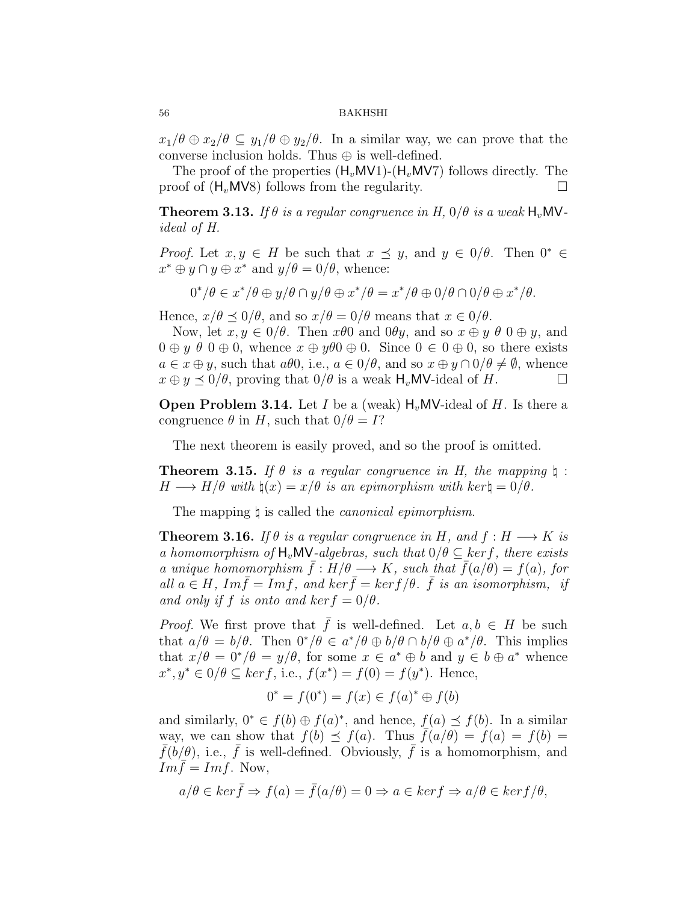$x_1/\theta \oplus x_2/\theta \subseteq y_1/\theta \oplus y_2/\theta$. In a similar way, we can prove that the converse inclusion holds. Thus $\oplus$ is well-defined.

The proof of the properties ($\mathsf{H}_v\mathsf{MV}1$)-($\mathsf{H}_v\mathsf{MV}7$) follows directly. The proof of ($\mathsf{H}_v\mathsf{MV}8$) follows from the regularity. $\square$

**Theorem 3.13.** *If $\theta$ is a regular congruence in $H$, $0/\theta$ is a weak $\mathsf{H}_v\mathsf{MV}$-ideal of $H$.*

*Proof.* Let $x, y \in H$ be such that $x \preceq y$, and $y \in 0/\theta$. Then $0^* \in x^* \oplus y \cap y \oplus x^*$ and $y/\theta = 0/\theta$, whence:

$$0^*/\theta \in x^*/\theta \oplus y/\theta \cap y/\theta \oplus x^*/\theta = x^*/\theta \oplus 0/\theta \cap 0/\theta \oplus x^*/\theta.$$

Hence, $x/\theta \preceq 0/\theta$, and so $x/\theta = 0/\theta$ means that $x \in 0/\theta$.

Now, let $x, y \in 0/\theta$. Then $x\theta 0$ and $0\theta y$, and so $x \oplus y \ \theta \ 0 \oplus y$, and $0 \oplus y \ \theta \ 0 \oplus 0$, whence $x \oplus y \theta 0 \oplus 0$. Since $0 \in 0 \oplus 0$, so there exists $a \in x \oplus y$, such that $a\theta 0$, i.e., $a \in 0/\theta$, and so $x \oplus y \cap 0/\theta \neq \emptyset$, whence $x \oplus y \preceq 0/\theta$, proving that $0/\theta$ is a weak $\mathsf{H}_v\mathsf{MV}$-ideal of $H$. $\square$

**Open Problem 3.14.** Let $I$ be a (weak) $\mathsf{H}_v\mathsf{MV}$-ideal of $H$. Is there a congruence $\theta$ in $H$, such that $0/\theta = I$?

The next theorem is easily proved, and so the proof is omitted.

**Theorem 3.15.** *If $\theta$ is a regular congruence in $H$, the mapping $\natural : H \longrightarrow H/\theta$ with $\natural(x) = x/\theta$ is an epimorphism with $ker\natural = 0/\theta$.*

The mapping $\natural$ is called the *canonical epimorphism*.

**Theorem 3.16.** *If $\theta$ is a regular congruence in $H$, and $f : H \longrightarrow K$ is a homomorphism of $\mathsf{H}_v\mathsf{MV}$-algebras, such that $0/\theta \subseteq kerf$, there exists a unique homomorphism $\bar{f} : H/\theta \longrightarrow K$, such that $\bar{f}(a/\theta) = f(a)$, for all $a \in H$, $Im\bar{f} = Imf$, and $ker\bar{f} = kerf/\theta$. $\bar{f}$ is an isomorphism, if and only if $f$ is onto and $kerf = 0/\theta$.*

*Proof.* We first prove that $\bar{f}$ is well-defined. Let $a, b \in H$ be such that $a/\theta = b/\theta$. Then $0^*/\theta \in a^*/\theta \oplus b/\theta \cap b/\theta \oplus a^*/\theta$. This implies that $x/\theta = 0^*/\theta = y/\theta$, for some $x \in a^* \oplus b$ and $y \in b \oplus a^*$ whence $x^*, y^* \in 0/\theta \subseteq kerf$, i.e., $f(x^*) = f(0) = f(y^*)$. Hence,

$$0^* = f(0^*) = f(x) \in f(a)^* \oplus f(b)$$

and similarly, $0^* \in f(b) \oplus f(a)^*$, and hence, $f(a) \preceq f(b)$. In a similar way, we can show that $f(b) \preceq f(a)$. Thus $\bar{f}(a/\theta) = f(a) = f(b) = \bar{f}(b/\theta)$, i.e., $\bar{f}$ is well-defined. Obviously, $\bar{f}$ is a homomorphism, and $Im\bar{f} = Imf$. Now,

$$a/\theta \in ker\bar{f} \Rightarrow f(a) = \bar{f}(a/\theta) = 0 \Rightarrow a \in kerf \Rightarrow a/\theta \in kerf/\theta,$$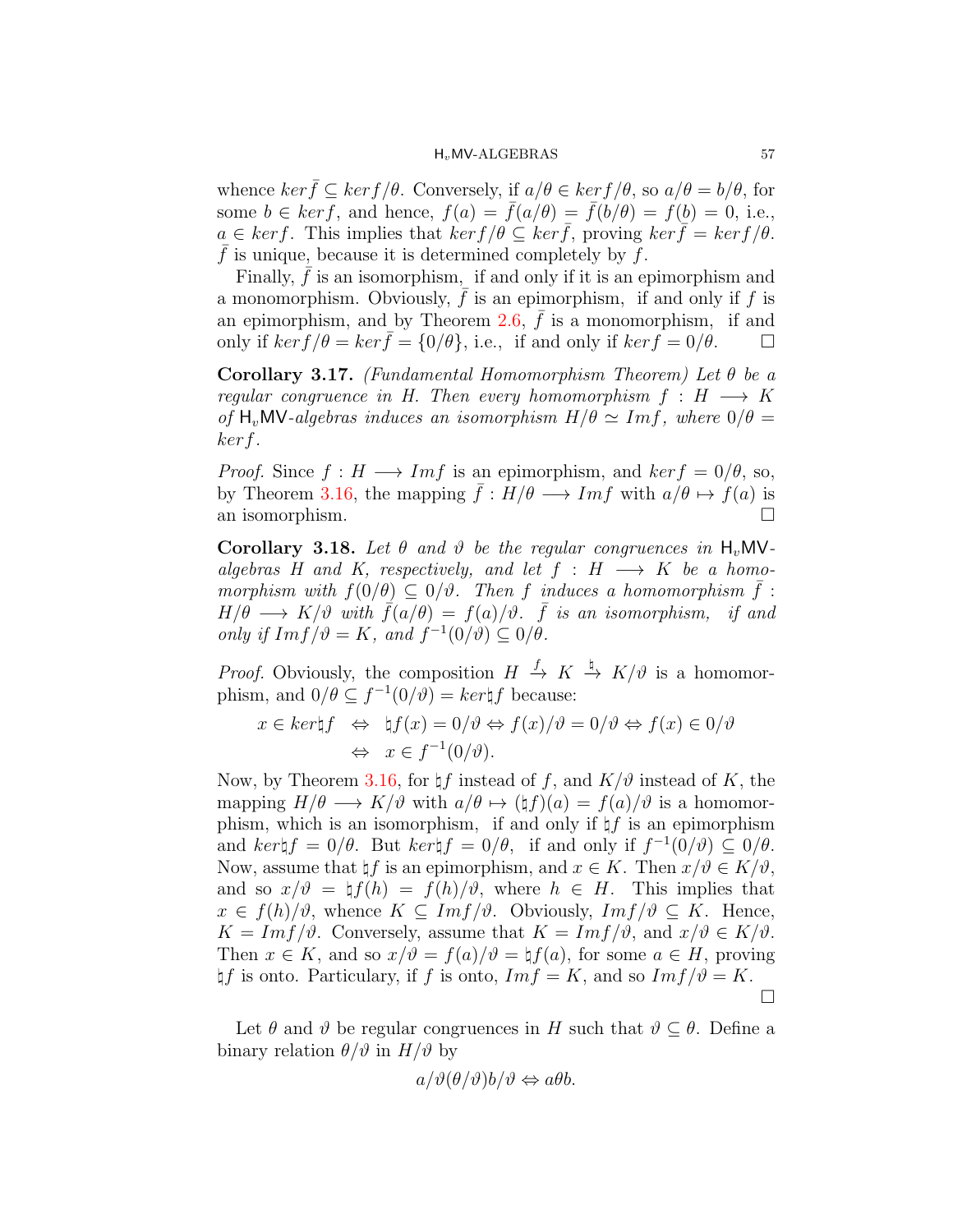whence $ker\bar{f} \subseteq kerf/\theta$. Conversely, if $a/\theta \in kerf/\theta$, so $a/\theta = b/\theta$, for some $b \in kerf$, and hence, $f(a) = \bar{f}(a/\theta) = \bar{f}(b/\theta) = f(b) = 0$, i.e., $a \in kerf$. This implies that $kerf/\theta \subseteq ker\bar{f}$, proving $ker\bar{f} = kerf/\theta$. $\bar{f}$ is unique, because it is determined completely by $f$.

Finally, $\bar{f}$ is an isomorphism, if and only if it is an epimorphism and a monomorphism. Obviously, $\bar{f}$ is an epimorphism, if and only if $f$ is an epimorphism, and by Theorem 2.6, $\bar{f}$ is a monomorphism, if and only if $kerf/\theta = ker\bar{f} = \{0/\theta\}$, i.e., if and only if $kerf = 0/\theta$. □

**Corollary 3.17.** *(Fundamental Homomorphism Theorem) Let $\theta$ be a regular congruence in $H$. Then every homomorphism $f : H \longrightarrow K$ of $\mathsf{H}_v\mathsf{MV}$-algebras induces an isomorphism $H/\theta \simeq Imf$, where $0/\theta = kerf$.*

*Proof.* Since $f : H \longrightarrow Imf$ is an epimorphism, and $kerf = 0/\theta$, so, by Theorem 3.16, the mapping $\bar{f} : H/\theta \longrightarrow Imf$ with $a/\theta \mapsto f(a)$ is an isomorphism. □

**Corollary 3.18.** *Let $\theta$ and $\vartheta$ be the regular congruences in $\mathsf{H}_v\mathsf{MV}$-algebras $H$ and $K$, respectively, and let $f : H \longrightarrow K$ be a homomorphism with $f(0/\theta) \subseteq 0/\vartheta$. Then $f$ induces a homomorphism $\bar{f} : H/\theta \longrightarrow K/\vartheta$ with $\bar{f}(a/\theta) = f(a)/\vartheta$. $\bar{f}$ is an isomorphism, if and only if $Imf/\vartheta = K$, and $f^{-1}(0/\vartheta) \subseteq 0/\theta$.*

*Proof.* Obviously, the composition $H \xrightarrow{f} K \xrightarrow{\natural} K/\vartheta$ is a homomorphism, and $0/\theta \subseteq f^{-1}(0/\vartheta) = ker\natural f$ because:

$$x \in ker\natural f \;\Leftrightarrow\; \natural f(x) = 0/\vartheta \Leftrightarrow f(x)/\vartheta = 0/\vartheta \Leftrightarrow f(x) \in 0/\vartheta$$
$$\Leftrightarrow\; x \in f^{-1}(0/\vartheta).$$

Now, by Theorem 3.16, for $\natural f$ instead of $f$, and $K/\vartheta$ instead of $K$, the mapping $H/\theta \longrightarrow K/\vartheta$ with $a/\theta \mapsto (\natural f)(a) = f(a)/\vartheta$ is a homomorphism, which is an isomorphism, if and only if $\natural f$ is an epimorphism and $ker\natural f = 0/\theta$. But $ker\natural f = 0/\theta$, if and only if $f^{-1}(0/\vartheta) \subseteq 0/\theta$. Now, assume that $\natural f$ is an epimorphism, and $x \in K$. Then $x/\vartheta \in K/\vartheta$, and so $x/\vartheta = \natural f(h) = f(h)/\vartheta$, where $h \in H$. This implies that $x \in f(h)/\vartheta$, whence $K \subseteq Imf/\vartheta$. Obviously, $Imf/\vartheta \subseteq K$. Hence, $K = Imf/\vartheta$. Conversely, assume that $K = Imf/\vartheta$, and $x/\vartheta \in K/\vartheta$. Then $x \in K$, and so $x/\vartheta = f(a)/\vartheta = \natural f(a)$, for some $a \in H$, proving $\natural f$ is onto. Particulary, if $f$ is onto, $Imf = K$, and so $Imf/\vartheta = K$.

□

Let $\theta$ and $\vartheta$ be regular congruences in $H$ such that $\vartheta \subseteq \theta$. Define a binary relation $\theta/\vartheta$ in $H/\vartheta$ by

$$a/\vartheta(\theta/\vartheta)b/\vartheta \Leftrightarrow a\theta b.$$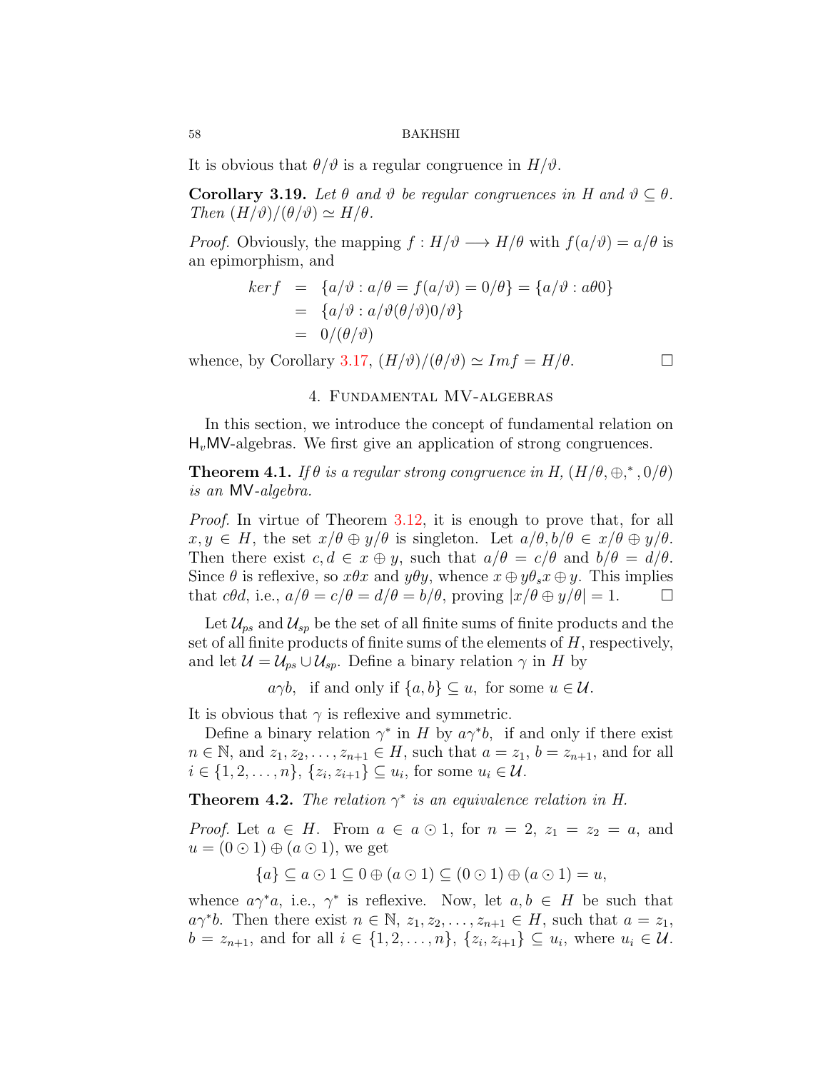It is obvious that $\theta/\vartheta$ is a regular congruence in $H/\vartheta$.

**Corollary 3.19.** *Let $\theta$ and $\vartheta$ be regular congruences in $H$ and $\vartheta \subseteq \theta$. Then $(H/\vartheta)/(\theta/\vartheta) \simeq H/\theta$.*

*Proof.* Obviously, the mapping $f : H/\vartheta \longrightarrow H/\theta$ with $f(a/\vartheta) = a/\theta$ is an epimorphism, and

$$
\begin{aligned}
kerf &= \{a/\vartheta : a/\theta = f(a/\vartheta) = 0/\theta\} = \{a/\vartheta : a\theta 0\} \\
&= \{a/\vartheta : a/\vartheta(\theta/\vartheta)0/\vartheta\} \\
&= 0/(\theta/\vartheta)
\end{aligned}
$$

whence, by Corollary 3.17, $(H/\vartheta)/(\theta/\vartheta) \simeq Imf = H/\theta$. □

## 4. Fundamental MV-algebras

In this section, we introduce the concept of fundamental relation on $\mathsf{H}_v\mathsf{MV}$-algebras. We first give an application of strong congruences.

**Theorem 4.1.** *If $\theta$ is a regular strong congruence in $H$, $(H/\theta, \oplus, ^*, 0/\theta)$ is an $\mathsf{MV}$-algebra.*

*Proof.* In virtue of Theorem 3.12, it is enough to prove that, for all $x, y \in H$, the set $x/\theta \oplus y/\theta$ is singleton. Let $a/\theta, b/\theta \in x/\theta \oplus y/\theta$. Then there exist $c, d \in x \oplus y$, such that $a/\theta = c/\theta$ and $b/\theta = d/\theta$. Since $\theta$ is reflexive, so $x\theta x$ and $y\theta y$, whence $x \oplus y \theta_s x \oplus y$. This implies that $c\theta d$, i.e., $a/\theta = c/\theta = d/\theta = b/\theta$, proving $|x/\theta \oplus y/\theta| = 1$. □

Let $\mathcal{U}_{ps}$ and $\mathcal{U}_{sp}$ be the set of all finite sums of finite products and the set of all finite products of finite sums of the elements of $H$, respectively, and let $\mathcal{U} = \mathcal{U}_{ps} \cup \mathcal{U}_{sp}$. Define a binary relation $\gamma$ in $H$ by

$$a\gamma b, \ \text{ if and only if } \{a, b\} \subseteq u, \ \text{for some } u \in \mathcal{U}.$$

It is obvious that $\gamma$ is reflexive and symmetric.

Define a binary relation $\gamma^*$ in $H$ by $a\gamma^* b$, if and only if there exist $n \in \mathbb{N}$, and $z_1, z_2, \ldots, z_{n+1} \in H$, such that $a = z_1$, $b = z_{n+1}$, and for all $i \in \{1, 2, \ldots, n\}$, $\{z_i, z_{i+1}\} \subseteq u_i$, for some $u_i \in \mathcal{U}$.

**Theorem 4.2.** *The relation $\gamma^*$ is an equivalence relation in $H$.*

*Proof.* Let $a \in H$. From $a \in a \odot 1$, for $n = 2$, $z_1 = z_2 = a$, and $u = (0 \odot 1) \oplus (a \odot 1)$, we get

$$\{a\} \subseteq a \odot 1 \subseteq 0 \oplus (a \odot 1) \subseteq (0 \odot 1) \oplus (a \odot 1) = u,$$

whence $a\gamma^* a$, i.e., $\gamma^*$ is reflexive. Now, let $a, b \in H$ be such that $a\gamma^* b$. Then there exist $n \in \mathbb{N}$, $z_1, z_2, \ldots, z_{n+1} \in H$, such that $a = z_1$, $b = z_{n+1}$, and for all $i \in \{1, 2, \ldots, n\}$, $\{z_i, z_{i+1}\} \subseteq u_i$, where $u_i \in \mathcal{U}$.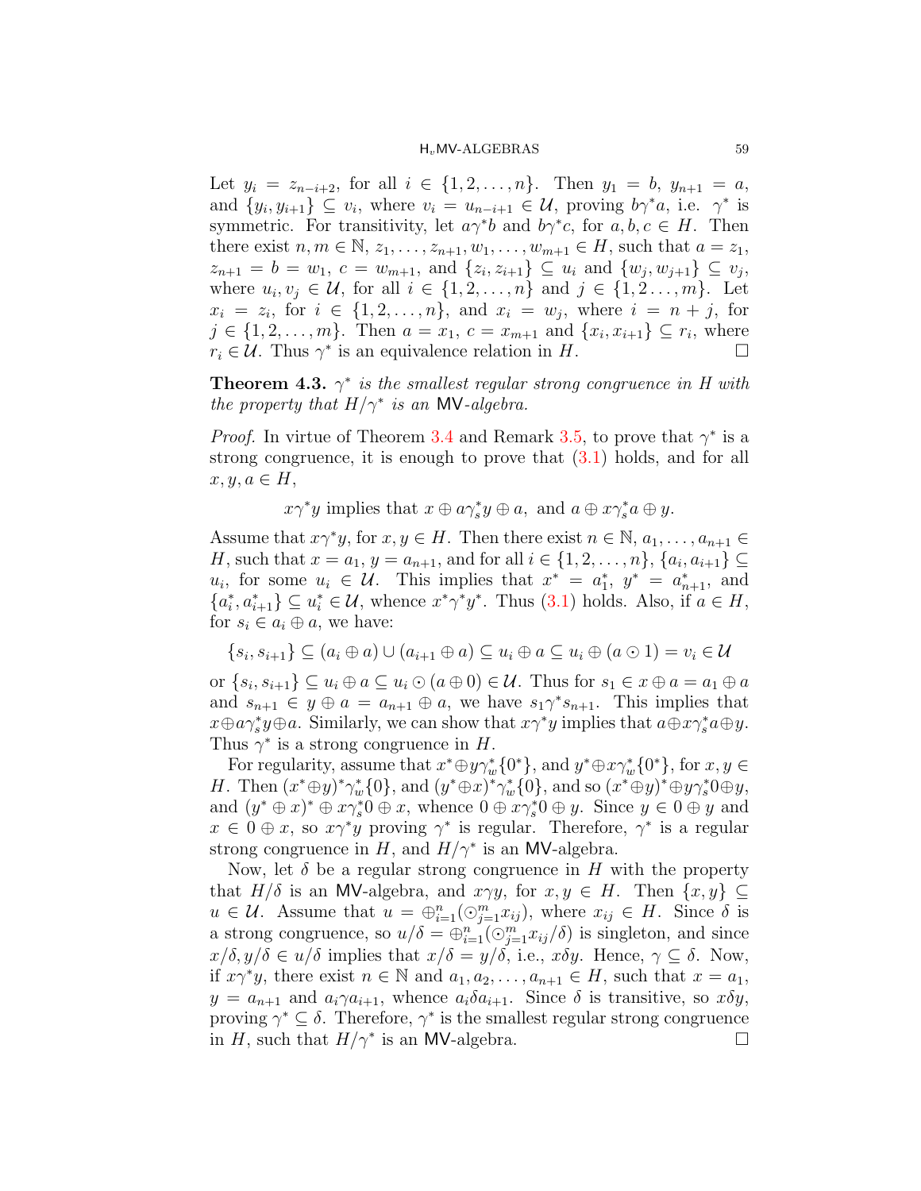Let $y_i = z_{n-i+2}$, for all $i \in \{1, 2, \ldots, n\}$. Then $y_1 = b$, $y_{n+1} = a$, and $\{y_i, y_{i+1}\} \subseteq v_i$, where $v_i = u_{n-i+1} \in \mathcal{U}$, proving $b\gamma^* a$, i.e. $\gamma^*$ is symmetric. For transitivity, let $a\gamma^* b$ and $b\gamma^* c$, for $a, b, c \in H$. Then there exist $n, m \in \mathbb{N}$, $z_1, \ldots, z_{n+1}, w_1, \ldots, w_{m+1} \in H$, such that $a = z_1$, $z_{n+1} = b = w_1$, $c = w_{m+1}$, and $\{z_i, z_{i+1}\} \subseteq u_i$ and $\{w_j, w_{j+1}\} \subseteq v_j$, where $u_i, v_j \in \mathcal{U}$, for all $i \in \{1, 2, \ldots, n\}$ and $j \in \{1, 2 \ldots, m\}$. Let $x_i = z_i$, for $i \in \{1, 2, \ldots, n\}$, and $x_i = w_j$, where $i = n + j$, for $j \in \{1, 2, \ldots, m\}$. Then $a = x_1$, $c = x_{m+1}$ and $\{x_i, x_{i+1}\} \subseteq r_i$, where $r_i \in \mathcal{U}$. Thus $\gamma^*$ is an equivalence relation in $H$. □

**Theorem 4.3.** *$\gamma^*$ is the smallest regular strong congruence in $H$ with the property that $H/\gamma^*$ is an* MV*-algebra.*

*Proof.* In virtue of Theorem 3.4 and Remark 3.5, to prove that $\gamma^*$ is a strong congruence, it is enough to prove that (3.1) holds, and for all $x, y, a \in H$,

$$x\gamma^* y \text{ implies that } x \oplus a\gamma_s^* y \oplus a, \text{ and } a \oplus x\gamma_s^* a \oplus y.$$

Assume that $x\gamma^* y$, for $x, y \in H$. Then there exist $n \in \mathbb{N}$, $a_1, \ldots, a_{n+1} \in H$, such that $x = a_1$, $y = a_{n+1}$, and for all $i \in \{1, 2, \ldots, n\}$, $\{a_i, a_{i+1}\} \subseteq u_i$, for some $u_i \in \mathcal{U}$. This implies that $x^* = a_1^*$, $y^* = a_{n+1}^*$ and $\{a_i^*, a_{i+1}^*\} \subseteq u_i^* \in \mathcal{U}$, whence $x^*\gamma^* y^*$. Thus (3.1) holds. Also, if $a \in H$, for $s_i \in a_i \oplus a$, we have:

$$\{s_i, s_{i+1}\} \subseteq (a_i \oplus a) \cup (a_{i+1} \oplus a) \subseteq u_i \oplus a \subseteq u_i \oplus (a \odot 1) = v_i \in \mathcal{U}$$

or $\{s_i, s_{i+1}\} \subseteq u_i \oplus a \subseteq u_i \odot (a \oplus 0) \in \mathcal{U}$. Thus for $s_1 \in x \oplus a = a_1 \oplus a$ and $s_{n+1} \in y \oplus a = a_{n+1} \oplus a$, we have $s_1 \gamma^* s_{n+1}$. This implies that $x \oplus a\gamma_s^* y \oplus a$. Similarly, we can show that $x\gamma^* y$ implies that $a \oplus x\gamma_s^* a \oplus y$. Thus $\gamma^*$ is a strong congruence in $H$.

For regularity, assume that $x^* \oplus y\gamma_w^*\{0^*\}$, and $y^* \oplus x\gamma_w^*\{0^*\}$, for $x, y \in H$. Then $(x^* \oplus y)^*\gamma_w^*\{0\}$, and $(y^* \oplus x)^*\gamma_w^*\{0\}$, and so $(x^* \oplus y)^* \oplus y\gamma_s^* 0 \oplus y$, and $(y^* \oplus x)^* \oplus x\gamma_s^* 0 \oplus x$, whence $0 \oplus x\gamma_s^* 0 \oplus y$. Since $y \in 0 \oplus y$ and $x \in 0 \oplus x$, so $x\gamma^* y$ proving $\gamma^*$ is regular. Therefore, $\gamma^*$ is a regular strong congruence in $H$, and $H/\gamma^*$ is an MV-algebra.

Now, let $\delta$ be a regular strong congruence in $H$ with the property that $H/\delta$ is an MV-algebra, and $x\gamma y$, for $x, y \in H$. Then $\{x, y\} \subseteq u \in \mathcal{U}$. Assume that $u = \oplus_{i=1}^n(\odot_{j=1}^m x_{ij})$, where $x_{ij} \in H$. Since $\delta$ is a strong congruence, so $u/\delta = \oplus_{i=1}^n(\odot_{j=1}^m x_{ij}/\delta)$ is singleton, and since $x/\delta, y/\delta \in u/\delta$ implies that $x/\delta = y/\delta$, i.e., $x\delta y$. Hence, $\gamma \subseteq \delta$. Now, if $x\gamma^* y$, there exist $n \in \mathbb{N}$ and $a_1, a_2, \ldots, a_{n+1} \in H$, such that $x = a_1$, $y = a_{n+1}$ and $a_i \gamma a_{i+1}$, whence $a_i \delta a_{i+1}$. Since $\delta$ is transitive, so $x\delta y$, proving $\gamma^* \subseteq \delta$. Therefore, $\gamma^*$ is the smallest regular strong congruence in $H$, such that $H/\gamma^*$ is an MV-algebra. □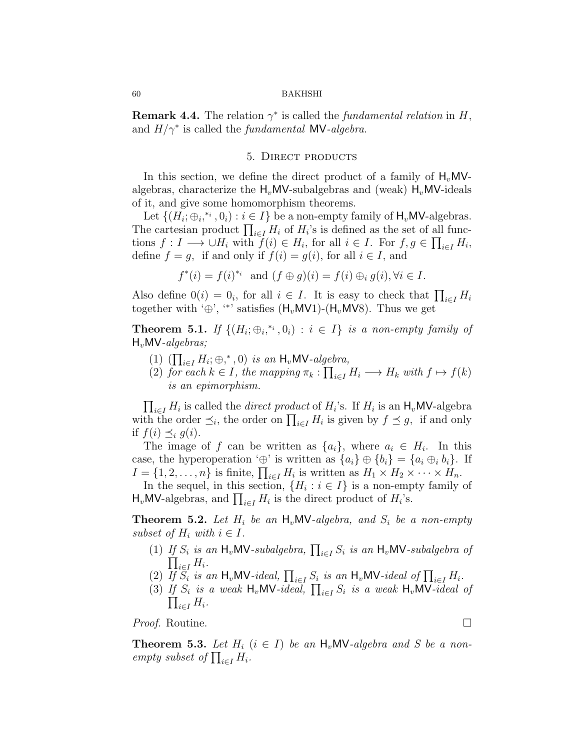**Remark 4.4.** The relation $\gamma^*$ is called the *fundamental relation* in $H$, and $H/\gamma^*$ is called the *fundamental* $\mathsf{MV}$*-algebra*.

## 5. Direct products

In this section, we define the direct product of a family of $\mathsf{H}_v\mathsf{MV}$-algebras, characterize the $\mathsf{H}_v\mathsf{MV}$-subalgebras and (weak) $\mathsf{H}_v\mathsf{MV}$-ideals of it, and give some homomorphism theorems.

Let $\{(H_i; \oplus_i, ^{*_i}, 0_i) : i \in I\}$ be a non-empty family of $\mathsf{H}_v\mathsf{MV}$-algebras. The cartesian product $\prod_{i\in I} H_i$ of $H_i$'s is defined as the set of all functions $f : I \longrightarrow \cup H_i$ with $f(i) \in H_i$, for all $i \in I$. For $f, g \in \prod_{i\in I} H_i$, define $f = g$, if and only if $f(i) = g(i)$, for all $i \in I$, and

$$f^*(i) = f(i)^{*_i} \text{ and } (f \oplus g)(i) = f(i) \oplus_i g(i), \forall i \in I.$$

Also define $0(i) = 0_i$, for all $i \in I$. It is easy to check that $\prod_{i\in I} H_i$ together with '$\oplus$', '$^*$' satisfies ($\mathsf{H}_v\mathsf{MV}$1)-($\mathsf{H}_v\mathsf{MV}$8). Thus we get

**Theorem 5.1.** *If $\{(H_i; \oplus_i, ^{*_i}, 0_i) : i \in I\}$ is a non-empty family of $\mathsf{H}_v\mathsf{MV}$-algebras;*

1. *$(\prod_{i\in I} H_i; \oplus, ^*, 0)$ is an $\mathsf{H}_v\mathsf{MV}$-algebra,*
2. *for each $k \in I$, the mapping $\pi_k : \prod_{i\in I} H_i \longrightarrow H_k$ with $f \mapsto f(k)$ is an epimorphism.*

$\prod_{i\in I} H_i$ is called the *direct product* of $H_i$'s. If $H_i$ is an $\mathsf{H}_v\mathsf{MV}$-algebra with the order $\preceq_i$, the order on $\prod_{i\in I} H_i$ is given by $f \preceq g$, if and only if $f(i) \preceq_i g(i)$.

The image of $f$ can be written as $\{a_i\}$, where $a_i \in H_i$. In this case, the hyperoperation '$\oplus$' is written as $\{a_i\} \oplus \{b_i\} = \{a_i \oplus_i b_i\}$. If $I = \{1, 2, \ldots, n\}$ is finite, $\prod_{i\in I} H_i$ is written as $H_1 \times H_2 \times \cdots \times H_n$.

In the sequel, in this section, $\{H_i : i \in I\}$ is a non-empty family of $\mathsf{H}_v\mathsf{MV}$-algebras, and $\prod_{i\in I} H_i$ is the direct product of $H_i$'s.

**Theorem 5.2.** *Let $H_i$ be an $\mathsf{H}_v\mathsf{MV}$-algebra, and $S_i$ be a non-empty subset of $H_i$ with $i \in I$.*

1. *If $S_i$ is an $\mathsf{H}_v\mathsf{MV}$-subalgebra, $\prod_{i\in I} S_i$ is an $\mathsf{H}_v\mathsf{MV}$-subalgebra of $\prod_{i\in I} H_i$.*
2. *If $S_i$ is an $\mathsf{H}_v\mathsf{MV}$-ideal, $\prod_{i\in I} S_i$ is an $\mathsf{H}_v\mathsf{MV}$-ideal of $\prod_{i\in I} H_i$.*
3. *If $S_i$ is a weak $\mathsf{H}_v\mathsf{MV}$-ideal, $\prod_{i\in I} S_i$ is a weak $\mathsf{H}_v\mathsf{MV}$-ideal of $\prod_{i\in I} H_i$.*

*Proof.* Routine. □

**Theorem 5.3.** *Let $H_i$ ($i \in I$) be an $\mathsf{H}_v\mathsf{MV}$-algebra and $S$ be a non-empty subset of $\prod_{i\in I} H_i$.*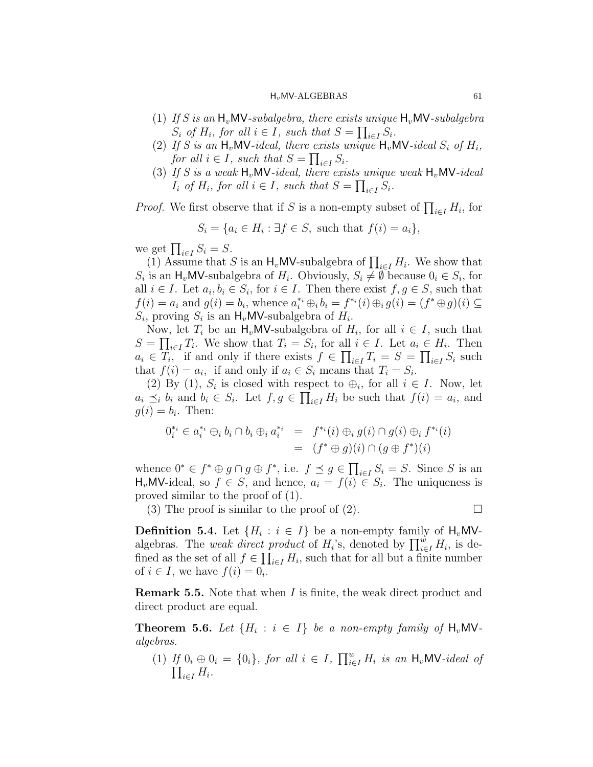(1) *If $S$ is an $\mathsf{H}_v\mathsf{MV}$-subalgebra, there exists unique $\mathsf{H}_v\mathsf{MV}$-subalgebra $S_i$ of $H_i$, for all $i \in I$, such that $S = \prod_{i\in I} S_i$.*

(2) *If $S$ is an $\mathsf{H}_v\mathsf{MV}$-ideal, there exists unique $\mathsf{H}_v\mathsf{MV}$-ideal $S_i$ of $H_i$, for all $i \in I$, such that $S = \prod_{i\in I} S_i$.*

(3) *If $S$ is a weak $\mathsf{H}_v\mathsf{MV}$-ideal, there exists unique weak $\mathsf{H}_v\mathsf{MV}$-ideal $I_i$ of $H_i$, for all $i \in I$, such that $S = \prod_{i\in I} S_i$.*

*Proof.* We first observe that if $S$ is a non-empty subset of $\prod_{i\in I} H_i$, for

$$S_i = \{a_i \in H_i : \exists f \in S, \text{ such that } f(i) = a_i\},$$

we get $\prod_{i\in I} S_i = S$.

(1) Assume that $S$ is an $\mathsf{H}_v\mathsf{MV}$-subalgebra of $\prod_{i\in I} H_i$. We show that $S_i$ is an $\mathsf{H}_v\mathsf{MV}$-subalgebra of $H_i$. Obviously, $S_i \neq \emptyset$ because $0_i \in S_i$, for all $i \in I$. Let $a_i, b_i \in S_i$, for $i \in I$. Then there exist $f, g \in S$, such that $f(i) = a_i$ and $g(i) = b_i$, whence $a_i^{*_i} \oplus_i b_i = f^{*_i}(i) \oplus_i g(i) = (f^* \oplus g)(i) \subseteq S_i$, proving $S_i$ is an $\mathsf{H}_v\mathsf{MV}$-subalgebra of $H_i$.

Now, let $T_i$ be an $\mathsf{H}_v\mathsf{MV}$-subalgebra of $H_i$, for all $i \in I$, such that $S = \prod_{i\in I} T_i$. We show that $T_i = S_i$, for all $i \in I$. Let $a_i \in H_i$. Then $a_i \in T_i$, if and only if there exists $f \in \prod_{i\in I} T_i = S = \prod_{i\in I} S_i$ such that $f(i) = a_i$, if and only if $a_i \in S_i$ means that $T_i = S_i$.

(2) By (1), $S_i$ is closed with respect to $\oplus_i$, for all $i \in I$. Now, let $a_i \preceq_i b_i$ and $b_i \in S_i$. Let $f, g \in \prod_{i\in I} H_i$ be such that $f(i) = a_i$, and $g(i) = b_i$. Then:

$$\begin{aligned} 0_i^{*_i} \in a_i^{*_i} \oplus_i b_i \cap b_i \oplus_i a_i^{*_i} &= f^{*_i}(i) \oplus_i g(i) \cap g(i) \oplus_i f^{*_i}(i) \\ &= (f^* \oplus g)(i) \cap (g \oplus f^*)(i) \end{aligned}$$

whence $0^* \in f^* \oplus g \cap g \oplus f^*$, i.e. $f \preceq g \in \prod_{i\in I} S_i = S$. Since $S$ is an $\mathsf{H}_v\mathsf{MV}$-ideal, so $f \in S$, and hence, $a_i = f(i) \in S_i$. The uniqueness is proved similar to the proof of (1).

(3) The proof is similar to the proof of (2). $\square$

**Definition 5.4.** Let $\{H_i : i \in I\}$ be a non-empty family of $\mathsf{H}_v\mathsf{MV}$-algebras. The *weak direct product* of $H_i$'s, denoted by $\prod_{i\in I}^{w} H_i$, is defined as the set of all $f \in \prod_{i\in I} H_i$, such that for all but a finite number of $i \in I$, we have $f(i) = 0_i$.

**Remark 5.5.** Note that when $I$ is finite, the weak direct product and direct product are equal.

**Theorem 5.6.** *Let $\{H_i : i \in I\}$ be a non-empty family of $\mathsf{H}_v\mathsf{MV}$-algebras.*

(1) *If $0_i \oplus 0_i = \{0_i\}$, for all $i \in I$, $\prod_{i\in I}^{w} H_i$ is an $\mathsf{H}_v\mathsf{MV}$-ideal of $\prod_{i\in I} H_i$.*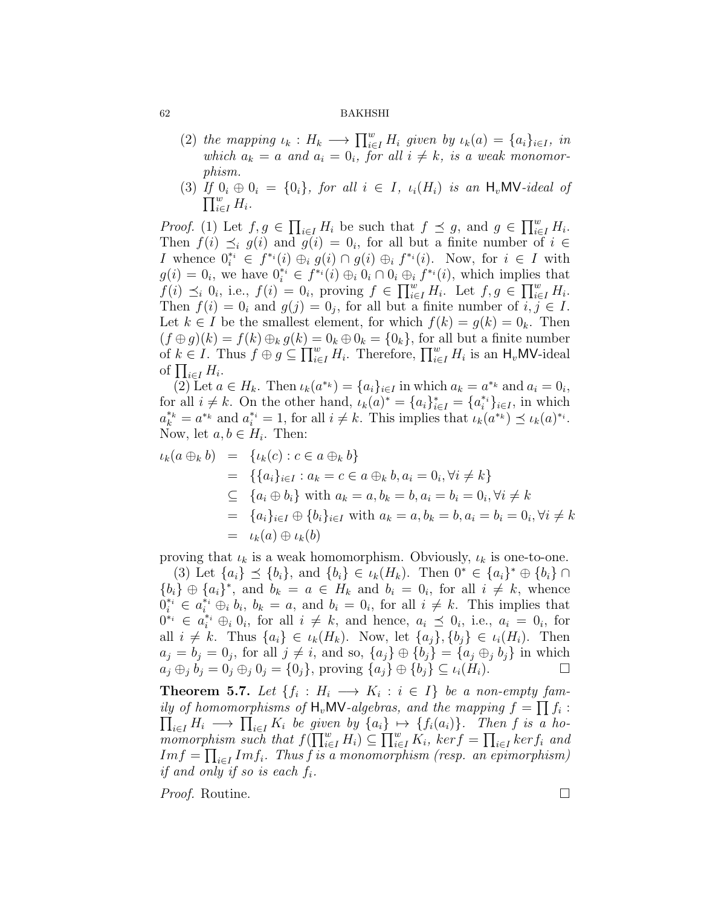(2) *the mapping* $\iota_k : H_k \longrightarrow \prod_{i\in I}^w H_i$ *given by* $\iota_k(a) = \{a_i\}_{i\in I}$, *in which* $a_k = a$ *and* $a_i = 0_i$, *for all* $i \neq k$, *is a weak monomorphism.*

(3) *If* $0_i \oplus 0_i = \{0_i\}$, *for all* $i \in I$, $\iota_i(H_i)$ *is an* $\mathsf{H}_v\mathsf{MV}$*-ideal of* $\prod_{i\in I}^w H_i$.

*Proof.* (1) Let $f, g \in \prod_{i\in I} H_i$ be such that $f \preceq g$, and $g \in \prod_{i\in I}^w H_i$. Then $f(i) \preceq_i g(i)$ and $g(i) = 0_i$, for all but a finite number of $i \in I$ whence $0_i^{*_i} \in f^{*_i}(i) \oplus_i g(i) \cap g(i) \oplus_i f^{*_i}(i)$. Now, for $i \in I$ with $g(i) = 0_i$, we have $0_i^{*_i} \in f^{*_i}(i) \oplus_i 0_i \cap 0_i \oplus_i f^{*_i}(i)$, which implies that $f(i) \preceq_i 0_i$, i.e., $f(i) = 0_i$, proving $f \in \prod_{i\in I}^w H_i$. Let $f, g \in \prod_{i\in I}^w H_i$. Then $f(i) = 0_i$ and $g(j) = 0_j$, for all but a finite number of $i, j \in I$. Let $k \in I$ be the smallest element, for which $f(k) = g(k) = 0_k$. Then $(f \oplus g)(k) = f(k) \oplus_k g(k) = 0_k \oplus 0_k = \{0_k\}$, for all but a finite number of $k \in I$. Thus $f \oplus g \subseteq \prod_{i\in I}^w H_i$. Therefore, $\prod_{i\in I}^w H_i$ is an $\mathsf{H}_v\mathsf{MV}$-ideal of $\prod_{i\in I} H_i$.

(2) Let $a \in H_k$. Then $\iota_k(a^{*_k}) = \{a_i\}_{i\in I}$ in which $a_k = a^{*_k}$ and $a_i = 0_i$, for all $i \neq k$. On the other hand, $\iota_k(a)^* = \{a_i\}_{i\in I}^* = \{a_i^{*_i}\}_{i\in I}$, in which $a_k^{*_k} = a^{*_k}$ and $a_i^{*_i} = 1$, for all $i \neq k$. This implies that $\iota_k(a^{*_k}) \preceq \iota_k(a)^{*_i}$. Now, let $a, b \in H_i$. Then:

$$
\begin{aligned}
\iota_k(a \oplus_k b) &= \{\iota_k(c) : c \in a \oplus_k b\} \\
&= \{\{a_i\}_{i\in I} : a_k = c \in a \oplus_k b, a_i = 0_i, \forall i \neq k\} \\
&\subseteq \{a_i \oplus b_i\} \text{ with } a_k = a, b_k = b, a_i = b_i = 0_i, \forall i \neq k \\
&= \{a_i\}_{i\in I} \oplus \{b_i\}_{i\in I} \text{ with } a_k = a, b_k = b, a_i = b_i = 0_i, \forall i \neq k \\
&= \iota_k(a) \oplus \iota_k(b)
\end{aligned}
$$

proving that $\iota_k$ is a weak homomorphism. Obviously, $\iota_k$ is one-to-one.

(3) Let $\{a_i\} \preceq \{b_i\}$, and $\{b_i\} \in \iota_k(H_k)$. Then $0^* \in \{a_i\}^* \oplus \{b_i\} \cap \{b_i\} \oplus \{a_i\}^*$, and $b_k = a \in H_k$ and $b_i = 0_i$, for all $i \neq k$, whence $0_i^{*_i} \in a_i^{*_i} \oplus_i b_i$, $b_k = a$, and $b_i = 0_i$, for all $i \neq k$. This implies that $0^{*_i} \in a_i^{*_i} \oplus_i 0_i$, for all $i \neq k$, and hence, $a_i \preceq 0_i$, i.e., $a_i = 0_i$, for all $i \neq k$. Thus $\{a_i\} \in \iota_k(H_k)$. Now, let $\{a_j\}, \{b_j\} \in \iota_i(H_i)$. Then $a_j = b_j = 0_j$, for all $j \neq i$, and so, $\{a_j\} \oplus \{b_j\} = \{a_j \oplus_j b_j\}$ in which $a_j \oplus_j b_j = 0_j \oplus_j 0_j = \{0_j\}$, proving $\{a_j\} \oplus \{b_j\} \subseteq \iota_i(H_i)$. □

**Theorem 5.7.** *Let* $\{f_i : H_i \longrightarrow K_i : i \in I\}$ *be a non-empty family of homomorphisms of* $\mathsf{H}_v\mathsf{MV}$*-algebras, and the mapping* $f = \prod f_i : \prod_{i\in I} H_i \longrightarrow \prod_{i\in I} K_i$ *be given by* $\{a_i\} \mapsto \{f_i(a_i)\}$. *Then* $f$ *is a homomorphism such that* $f(\prod_{i\in I}^w H_i) \subseteq \prod_{i\in I}^w K_i$, $kerf = \prod_{i\in I} kerf_i$ *and* $Imf = \prod_{i\in I} Imf_i$. *Thus* $f$ *is a monomorphism (resp. an epimorphism) if and only if so is each* $f_i$.

*Proof.* Routine. □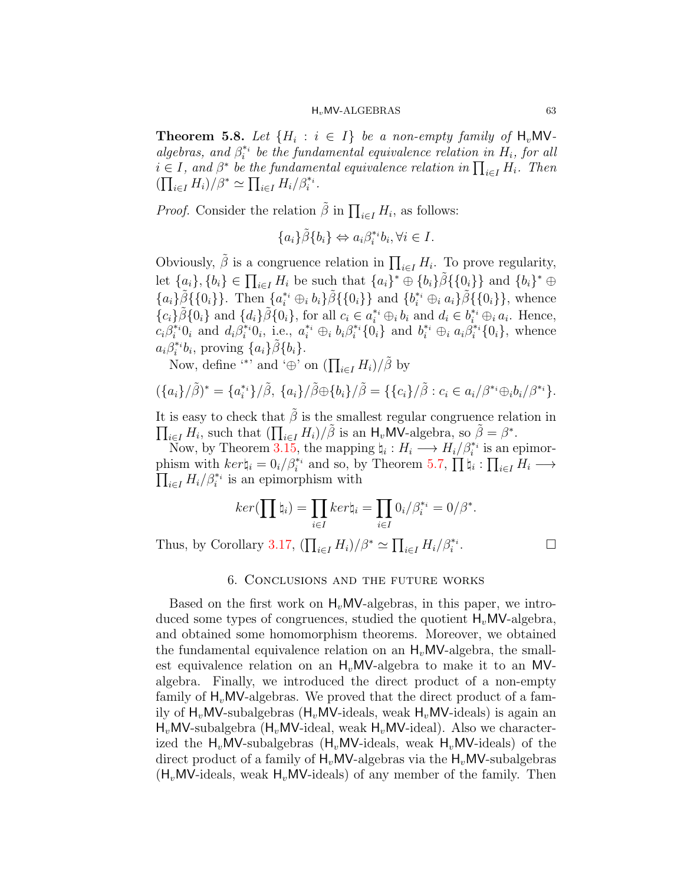**Theorem 5.8.** *Let $\{H_i : i \in I\}$ be a non-empty family of $\mathsf{H}_v\mathsf{MV}$-algebras, and $\beta_i^{*_i}$ be the fundamental equivalence relation in $H_i$, for all $i \in I$, and $\beta^*$ be the fundamental equivalence relation in $\prod_{i\in I} H_i$. Then $(\prod_{i\in I} H_i)/\beta^* \simeq \prod_{i\in I} H_i/\beta_i^{*_i}$.*

*Proof.* Consider the relation $\tilde{\beta}$ in $\prod_{i\in I} H_i$, as follows:

$$\{a_i\}\tilde{\beta}\{b_i\} \Leftrightarrow a_i\beta_i^{*_i}b_i, \forall i \in I.$$

Obviously, $\tilde{\beta}$ is a congruence relation in $\prod_{i\in I} H_i$. To prove regularity, let $\{a_i\}, \{b_i\} \in \prod_{i\in I} H_i$ be such that $\{a_i\}^* \oplus \{b_i\}\tilde{\beta}\{\{0_i\}\}$ and $\{b_i\}^* \oplus \{a_i\}\tilde{\beta}\{\{0_i\}\}$. Then $\{a_i^{*_i} \oplus_i b_i\}\tilde{\beta}\{\{0_i\}\}$ and $\{b_i^{*_i} \oplus_i a_i\}\tilde{\beta}\{\{0_i\}\}$, whence $\{c_i\}\tilde{\beta}\{0_i\}$ and $\{d_i\}\tilde{\beta}\{0_i\}$, for all $c_i \in a_i^{*_i} \oplus_i b_i$ and $d_i \in b_i^{*_i} \oplus_i a_i$. Hence, $c_i\beta_i^{*_i}0_i$ and $d_i\beta_i^{*_i}0_i$, i.e., $a_i^{*_i} \oplus_i b_i\beta_i^{*_i}\{0_i\}$ and $b_i^{*_i} \oplus_i a_i\beta_i^{*_i}\{0_i\}$, whence $a_i\beta_i^{*_i}b_i$, proving $\{a_i\}\tilde{\beta}\{b_i\}$.

Now, define '$^*$' and '$\oplus$' on $(\prod_{i\in I} H_i)/\tilde{\beta}$ by

$$(\{a_i\}/\tilde{\beta})^* = \{a_i^{*_i}\}/\tilde{\beta},\ \{a_i\}/\tilde{\beta}\oplus\{b_i\}/\tilde{\beta} = \{\{c_i\}/\tilde{\beta} : c_i \in a_i/\beta^{*_i}\oplus_i b_i/\beta^{*_i}\}.$$

It is easy to check that $\tilde{\beta}$ is the smallest regular congruence relation in $\prod_{i\in I} H_i$, such that $(\prod_{i\in I} H_i)/\tilde{\beta}$ is an $\mathsf{H}_v\mathsf{MV}$-algebra, so $\tilde{\beta} = \beta^*$.

Now, by Theorem 3.15, the mapping $\natural_i : H_i \longrightarrow H_i/\beta_i^{*_i}$ is an epimorphism with $ker\natural_i = 0_i/\beta_i^{*_i}$ and so, by Theorem 5.7, $\prod \natural_i : \prod_{i\in I} H_i \longrightarrow \prod_{i\in I} H_i/\beta_i^{*_i}$ is an epimorphism with

$$ker(\prod \natural_i) = \prod_{i\in I} ker\natural_i = \prod_{i\in I} 0_i/\beta_i^{*_i} = 0/\beta^*.$$

Thus, by Corollary 3.17, $(\prod_{i\in I} H_i)/\beta^* \simeq \prod_{i\in I} H_i/\beta_i^{*_i}$. □

## 6. Conclusions and the future works

Based on the first work on $\mathsf{H}_v\mathsf{MV}$-algebras, in this paper, we introduced some types of congruences, studied the quotient $\mathsf{H}_v\mathsf{MV}$-algebra, and obtained some homomorphism theorems. Moreover, we obtained the fundamental equivalence relation on an $\mathsf{H}_v\mathsf{MV}$-algebra, the smallest equivalence relation on an $\mathsf{H}_v\mathsf{MV}$-algebra to make it to an $\mathsf{MV}$-algebra. Finally, we introduced the direct product of a non-empty family of $\mathsf{H}_v\mathsf{MV}$-algebras. We proved that the direct product of a family of $\mathsf{H}_v\mathsf{MV}$-subalgebras ($\mathsf{H}_v\mathsf{MV}$-ideals, weak $\mathsf{H}_v\mathsf{MV}$-ideals) is again an $\mathsf{H}_v\mathsf{MV}$-subalgebra ($\mathsf{H}_v\mathsf{MV}$-ideal, weak $\mathsf{H}_v\mathsf{MV}$-ideal). Also we characterized the $\mathsf{H}_v\mathsf{MV}$-subalgebras ($\mathsf{H}_v\mathsf{MV}$-ideals, weak $\mathsf{H}_v\mathsf{MV}$-ideals) of the direct product of a family of $\mathsf{H}_v\mathsf{MV}$-algebras via the $\mathsf{H}_v\mathsf{MV}$-subalgebras ($\mathsf{H}_v\mathsf{MV}$-ideals, weak $\mathsf{H}_v\mathsf{MV}$-ideals) of any member of the family. Then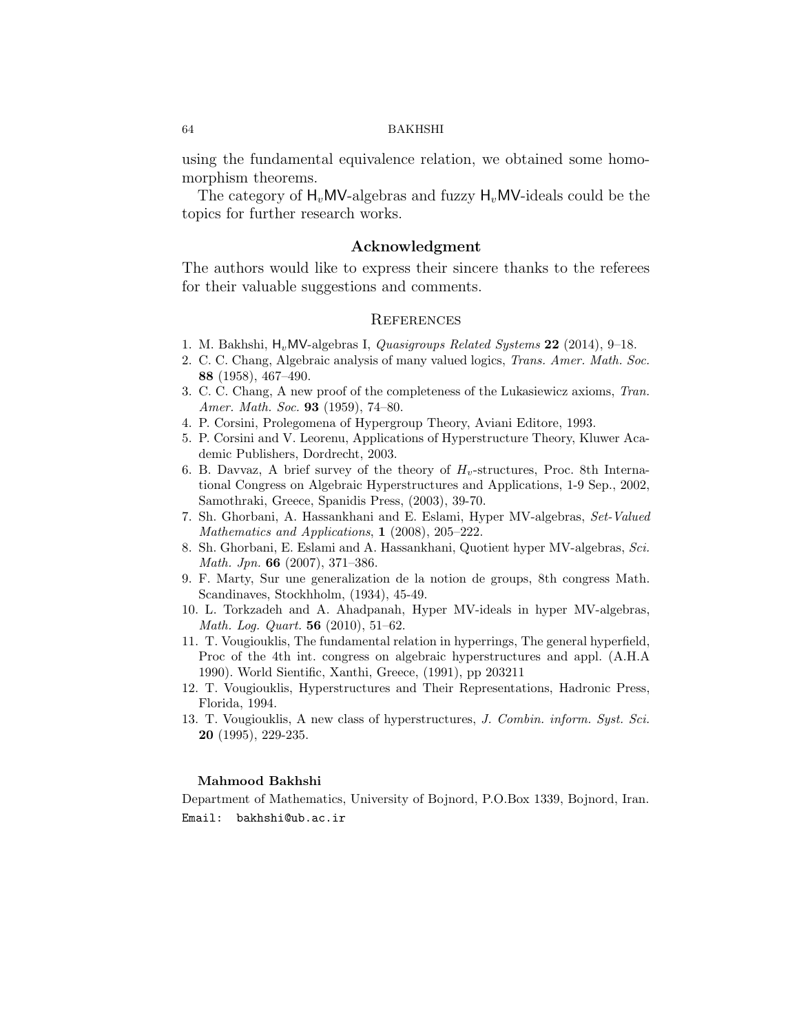using the fundamental equivalence relation, we obtained some homomorphism theorems.

The category of $\mathsf{H}_v\mathsf{MV}$-algebras and fuzzy $\mathsf{H}_v\mathsf{MV}$-ideals could be the topics for further research works.

## Acknowledgment

The authors would like to express their sincere thanks to the referees for their valuable suggestions and comments.

## References

1. M. Bakhshi, $\mathsf{H}_v\mathsf{MV}$-algebras I, *Quasigroups Related Systems* **22** (2014), 9–18.
2. C. C. Chang, Algebraic analysis of many valued logics, *Trans. Amer. Math. Soc.* **88** (1958), 467–490.
3. C. C. Chang, A new proof of the completeness of the Lukasiewicz axioms, *Tran. Amer. Math. Soc.* **93** (1959), 74–80.
4. P. Corsini, Prolegomena of Hypergroup Theory, Aviani Editore, 1993.
5. P. Corsini and V. Leorenu, Applications of Hyperstructure Theory, Kluwer Academic Publishers, Dordrecht, 2003.
6. B. Davvaz, A brief survey of the theory of $H_v$-structures, Proc. 8th International Congress on Algebraic Hyperstructures and Applications, 1-9 Sep., 2002, Samothraki, Greece, Spanidis Press, (2003), 39-70.
7. Sh. Ghorbani, A. Hassankhani and E. Eslami, Hyper MV-algebras, *Set-Valued Mathematics and Applications*, **1** (2008), 205–222.
8. Sh. Ghorbani, E. Eslami and A. Hassankhani, Quotient hyper MV-algebras, *Sci. Math. Jpn.* **66** (2007), 371–386.
9. F. Marty, Sur une generalization de la notion de groups, 8th congress Math. Scandinaves, Stockhholm, (1934), 45-49.
10. L. Torkzadeh and A. Ahadpanah, Hyper MV-ideals in hyper MV-algebras, *Math. Log. Quart.* **56** (2010), 51–62.
11. T. Vougiouklis, The fundamental relation in hyperrings, The general hyperfield, Proc of the 4th int. congress on algebraic hyperstructures and appl. (A.H.A 1990). World Sientific, Xanthi, Greece, (1991), pp 203211
12. T. Vougiouklis, Hyperstructures and Their Representations, Hadronic Press, Florida, 1994.
13. T. Vougiouklis, A new class of hyperstructures, *J. Combin. inform. Syst. Sci.* **20** (1995), 229-235.

**Mahmood Bakhshi**

Department of Mathematics, University of Bojnord, P.O.Box 1339, Bojnord, Iran.

Email: bakhshi@ub.ac.ir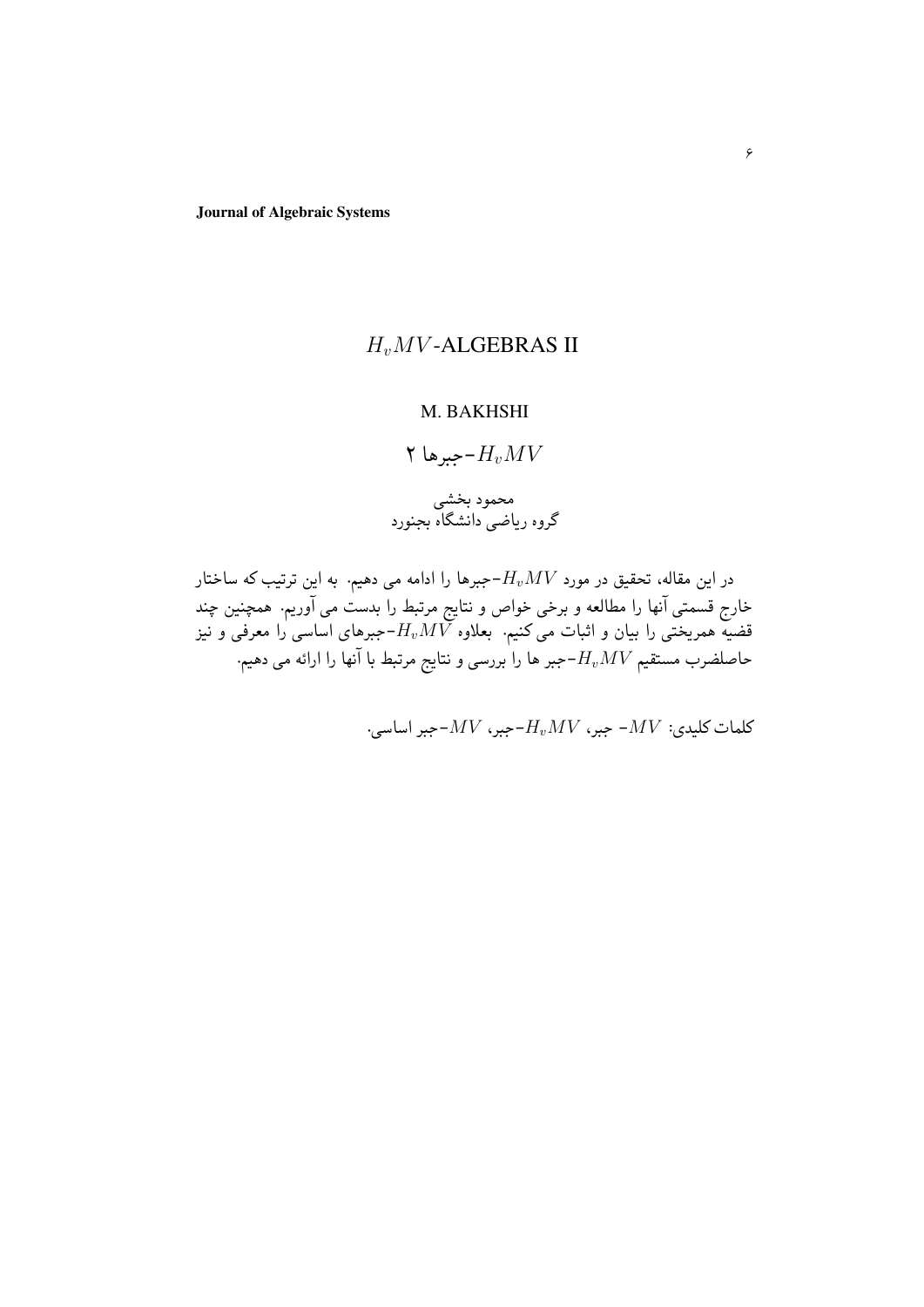**Journal of Algebraic Systems**

# $H_vMV$-ALGEBRAS II

M. BAKHSHI

## $H_vMV$-جبرها ۲

محمود بخشی
گروه ریاضی دانشگاه بجنورد

در این مقاله، تحقیق در مورد $H_vMV$-جبرها را ادامه می دهیم. به این ترتیب که ساختار خارج قسمتی آنها را مطالعه و برخی خواص و نتایج مرتبط را بدست می آوریم. همچنین چند قضیه همریختی را بیان و اثبات می کنیم. بعلاوه $H_vMV$-جبرهای اساسی را معرفی و نیز حاصلضرب مستقیم $H_vMV$-جبر ها را بررسی و نتایج مرتبط با آنها را ارائه می دهیم.

کلمات کلیدی: $MV$- جبر، $H_vMV$-جبر، $MV$-جبر اساسی.